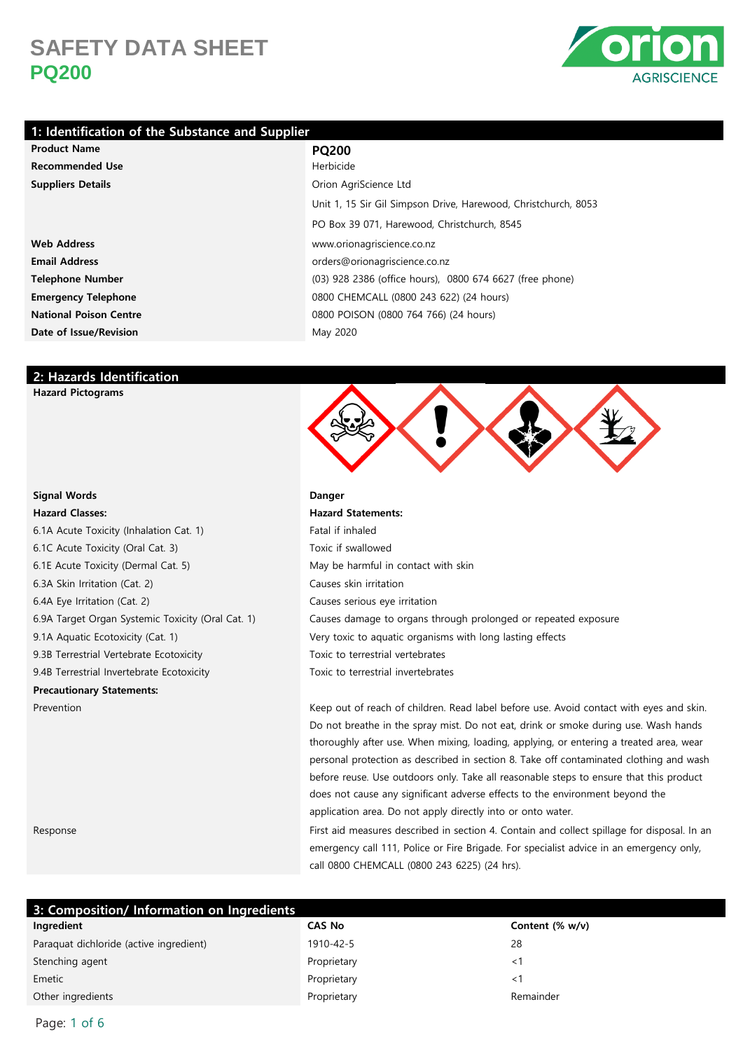# SAFETY DATA SHEET
## PQ200

## 1: Identification of the Substance and Supplier

| | |
|---|---|
| **Product Name** | **PQ200** |
| **Recommended Use** | Herbicide |
| **Suppliers Details** | Orion AgriScience Ltd |
| | Unit 1, 15 Sir Gil Simpson Drive, Harewood, Christchurch, 8053 |
| | PO Box 39 071, Harewood, Christchurch, 8545 |
| **Web Address** | www.orionagriscience.co.nz |
| **Email Address** | orders@orionagriscience.co.nz |
| **Telephone Number** | (03) 928 2386 (office hours), 0800 674 6627 (free phone) |
| **Emergency Telephone** | 0800 CHEMCALL (0800 243 622) (24 hours) |
| **National Poison Centre** | 0800 POISON (0800 764 766) (24 hours) |
| **Date of Issue/Revision** | May 2020 |

## 2: Hazards Identification

**Hazard Pictograms**

| | |
|---|---|
| **Signal Words** | **Danger** |
| **Hazard Classes:** | **Hazard Statements:** |
| 6.1A Acute Toxicity (Inhalation Cat. 1) | Fatal if inhaled |
| 6.1C Acute Toxicity (Oral Cat. 3) | Toxic if swallowed |
| 6.1E Acute Toxicity (Dermal Cat. 5) | May be harmful in contact with skin |
| 6.3A Skin Irritation (Cat. 2) | Causes skin irritation |
| 6.4A Eye Irritation (Cat. 2) | Causes serious eye irritation |
| 6.9A Target Organ Systemic Toxicity (Oral Cat. 1) | Causes damage to organs through prolonged or repeated exposure |
| 9.1A Aquatic Ecotoxicity (Cat. 1) | Very toxic to aquatic organisms with long lasting effects |
| 9.3B Terrestrial Vertebrate Ecotoxicity | Toxic to terrestrial vertebrates |
| 9.4B Terrestrial Invertebrate Ecotoxicity | Toxic to terrestrial invertebrates |

**Precautionary Statements:**

| | |
|---|---|
| Prevention | Keep out of reach of children. Read label before use. Avoid contact with eyes and skin. Do not breathe in the spray mist. Do not eat, drink or smoke during use. Wash hands thoroughly after use. When mixing, loading, applying, or entering a treated area, wear personal protection as described in section 8. Take off contaminated clothing and wash before reuse. Use outdoors only. Take all reasonable steps to ensure that this product does not cause any significant adverse effects to the environment beyond the application area. Do not apply directly into or onto water. |
| Response | First aid measures described in section 4. Contain and collect spillage for disposal. In an emergency call 111, Police or Fire Brigade. For specialist advice in an emergency only, call 0800 CHEMCALL (0800 243 6225) (24 hrs). |

## 3: Composition/ Information on Ingredients

| Ingredient | CAS No | Content (% w/v) |
|---|---|---|
| Paraquat dichloride (active ingredient) | 1910-42-5 | 28 |
| Stenching agent | Proprietary | <1 |
| Emetic | Proprietary | <1 |
| Other ingredients | Proprietary | Remainder |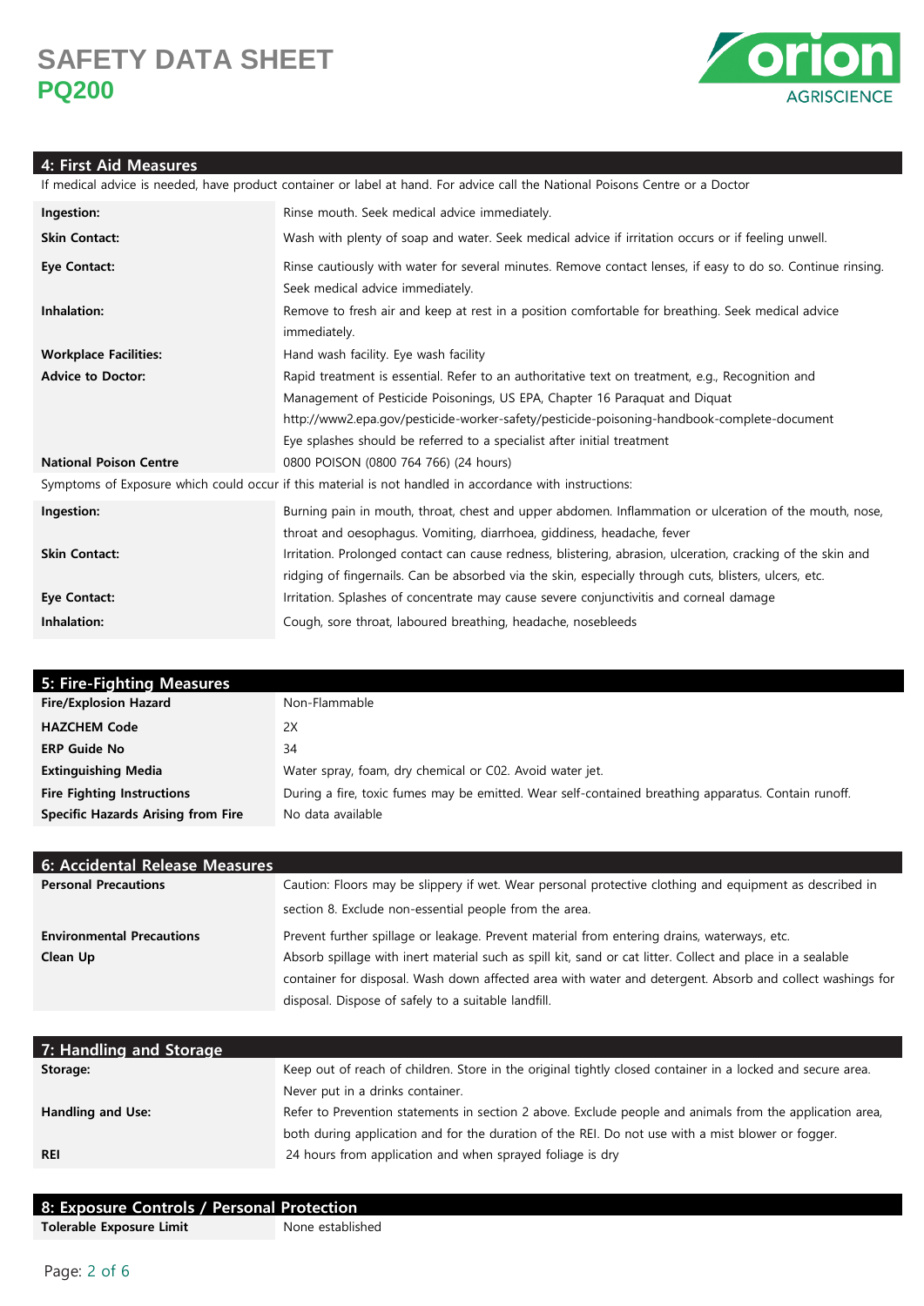## 4: First Aid Measures

If medical advice is needed, have product container or label at hand. For advice call the National Poisons Centre or a Doctor

| | |
|---|---|
| **Ingestion:** | Rinse mouth. Seek medical advice immediately. |
| **Skin Contact:** | Wash with plenty of soap and water. Seek medical advice if irritation occurs or if feeling unwell. |
| **Eye Contact:** | Rinse cautiously with water for several minutes. Remove contact lenses, if easy to do so. Continue rinsing. Seek medical advice immediately. |
| **Inhalation:** | Remove to fresh air and keep at rest in a position comfortable for breathing. Seek medical advice immediately. |
| **Workplace Facilities:** | Hand wash facility. Eye wash facility |
| **Advice to Doctor:** | Rapid treatment is essential. Refer to an authoritative text on treatment, e.g., Recognition and Management of Pesticide Poisonings, US EPA, Chapter 16 Paraquat and Diquat http://www2.epa.gov/pesticide-worker-safety/pesticide-poisoning-handbook-complete-document Eye splashes should be referred to a specialist after initial treatment |
| **National Poison Centre** | 0800 POISON (0800 764 766) (24 hours) |

Symptoms of Exposure which could occur if this material is not handled in accordance with instructions:

| | |
|---|---|
| **Ingestion:** | Burning pain in mouth, throat, chest and upper abdomen. Inflammation or ulceration of the mouth, nose, throat and oesophagus. Vomiting, diarrhoea, giddiness, headache, fever |
| **Skin Contact:** | Irritation. Prolonged contact can cause redness, blistering, abrasion, ulceration, cracking of the skin and ridging of fingernails. Can be absorbed via the skin, especially through cuts, blisters, ulcers, etc. |
| **Eye Contact:** | Irritation. Splashes of concentrate may cause severe conjunctivitis and corneal damage |
| **Inhalation:** | Cough, sore throat, laboured breathing, headache, nosebleeds |

## 5: Fire-Fighting Measures

| | |
|---|---|
| **Fire/Explosion Hazard** | Non-Flammable |
| **HAZCHEM Code** | 2X |
| **ERP Guide No** | 34 |
| **Extinguishing Media** | Water spray, foam, dry chemical or C02. Avoid water jet. |
| **Fire Fighting Instructions** | During a fire, toxic fumes may be emitted. Wear self-contained breathing apparatus. Contain runoff. |
| **Specific Hazards Arising from Fire** | No data available |

## 6: Accidental Release Measures

| | |
|---|---|
| **Personal Precautions** | Caution: Floors may be slippery if wet. Wear personal protective clothing and equipment as described in section 8. Exclude non-essential people from the area. |
| **Environmental Precautions** | Prevent further spillage or leakage. Prevent material from entering drains, waterways, etc. |
| **Clean Up** | Absorb spillage with inert material such as spill kit, sand or cat litter. Collect and place in a sealable container for disposal. Wash down affected area with water and detergent. Absorb and collect washings for disposal. Dispose of safely to a suitable landfill. |

## 7: Handling and Storage

| | |
|---|---|
| **Storage:** | Keep out of reach of children. Store in the original tightly closed container in a locked and secure area. Never put in a drinks container. |
| **Handling and Use:** | Refer to Prevention statements in section 2 above. Exclude people and animals from the application area, both during application and for the duration of the REI. Do not use with a mist blower or fogger. |
| **REI** | 24 hours from application and when sprayed foliage is dry |

## 8: Exposure Controls / Personal Protection

| | |
|---|---|
| **Tolerable Exposure Limit** | None established |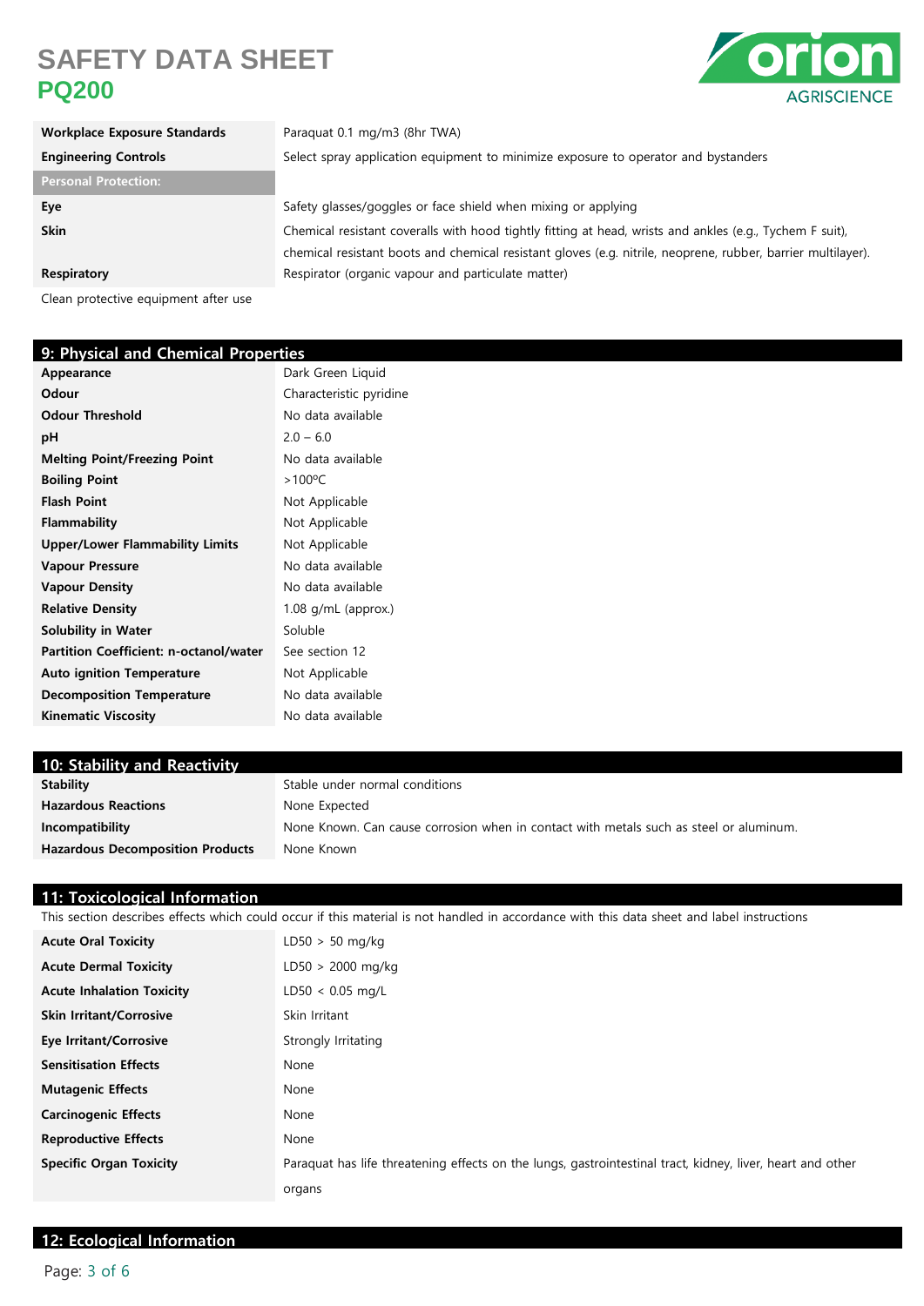| Workplace Exposure Standards | Paraquat 0.1 mg/m3 (8hr TWA) |
|---|---|
| **Engineering Controls** | Select spray application equipment to minimize exposure to operator and bystanders |
| **Personal Protection:** | |
| **Eye** | Safety glasses/goggles or face shield when mixing or applying |
| **Skin** | Chemical resistant coveralls with hood tightly fitting at head, wrists and ankles (e.g., Tychem F suit), chemical resistant boots and chemical resistant gloves (e.g. nitrile, neoprene, rubber, barrier multilayer). |
| **Respiratory** | Respirator (organic vapour and particulate matter) |

Clean protective equipment after use

## 9: Physical and Chemical Properties

| Property | Value |
|---|---|
| **Appearance** | Dark Green Liquid |
| **Odour** | Characteristic pyridine |
| **Odour Threshold** | No data available |
| **pH** | 2.0 – 6.0 |
| **Melting Point/Freezing Point** | No data available |
| **Boiling Point** | >100ºC |
| **Flash Point** | Not Applicable |
| **Flammability** | Not Applicable |
| **Upper/Lower Flammability Limits** | Not Applicable |
| **Vapour Pressure** | No data available |
| **Vapour Density** | No data available |
| **Relative Density** | 1.08 g/mL (approx.) |
| **Solubility in Water** | Soluble |
| **Partition Coefficient: n-octanol/water** | See section 12 |
| **Auto ignition Temperature** | Not Applicable |
| **Decomposition Temperature** | No data available |
| **Kinematic Viscosity** | No data available |

## 10: Stability and Reactivity

| Property | Value |
|---|---|
| **Stability** | Stable under normal conditions |
| **Hazardous Reactions** | None Expected |
| **Incompatibility** | None Known. Can cause corrosion when in contact with metals such as steel or aluminum. |
| **Hazardous Decomposition Products** | None Known |

## 11: Toxicological Information

This section describes effects which could occur if this material is not handled in accordance with this data sheet and label instructions

| Property | Value |
|---|---|
| **Acute Oral Toxicity** | LD50 > 50 mg/kg |
| **Acute Dermal Toxicity** | LD50 > 2000 mg/kg |
| **Acute Inhalation Toxicity** | LD50 < 0.05 mg/L |
| **Skin Irritant/Corrosive** | Skin Irritant |
| **Eye Irritant/Corrosive** | Strongly Irritating |
| **Sensitisation Effects** | None |
| **Mutagenic Effects** | None |
| **Carcinogenic Effects** | None |
| **Reproductive Effects** | None |
| **Specific Organ Toxicity** | Paraquat has life threatening effects on the lungs, gastrointestinal tract, kidney, liver, heart and other organs |

## 12: Ecological Information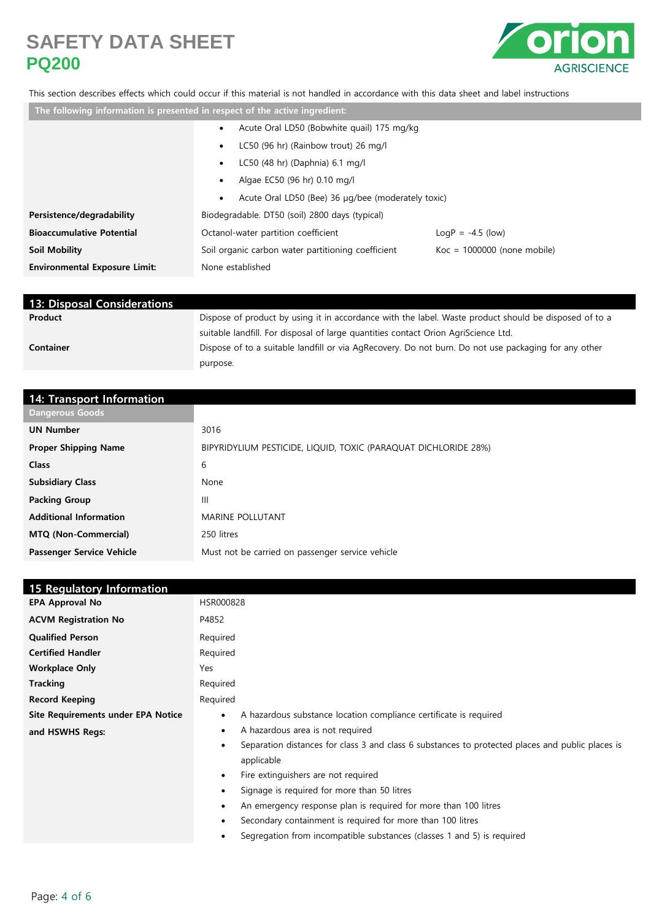This section describes effects which could occur if this material is not handled in accordance with this data sheet and label instructions

| The following information is presented in respect of the active ingredient: | | |
|---|---|---|
| | • Acute Oral LD50 (Bobwhite quail) 175 mg/kg<br>• LC50 (96 hr) (Rainbow trout) 26 mg/l<br>• LC50 (48 hr) (Daphnia) 6.1 mg/l<br>• Algae EC50 (96 hr) 0.10 mg/l<br>• Acute Oral LD50 (Bee) 36 µg/bee (moderately toxic) | |
| **Persistence/degradability** | Biodegradable. DT50 (soil) 2800 days (typical) | |
| **Bioaccumulative Potential** | Octanol-water partition coefficient | LogP = -4.5 (low) |
| **Soil Mobility** | Soil organic carbon water partitioning coefficient | Koc = 1000000 (none mobile) |
| **Environmental Exposure Limit:** | None established | |

## 13: Disposal Considerations

| | |
|---|---|
| **Product** | Dispose of product by using it in accordance with the label. Waste product should be disposed of to a suitable landfill. For disposal of large quantities contact Orion AgriScience Ltd. |
| **Container** | Dispose of to a suitable landfill or via AgRecovery. Do not burn. Do not use packaging for any other purpose. |

## 14: Transport Information

| Dangerous Goods | |
|---|---|
| **UN Number** | 3016 |
| **Proper Shipping Name** | BIPYRIDYLIUM PESTICIDE, LIQUID, TOXIC (PARAQUAT DICHLORIDE 28%) |
| **Class** | 6 |
| **Subsidiary Class** | None |
| **Packing Group** | III |
| **Additional Information** | MARINE POLLUTANT |
| **MTQ (Non-Commercial)** | 250 litres |
| **Passenger Service Vehicle** | Must not be carried on passenger service vehicle |

## 15 Regulatory Information

| | |
|---|---|
| **EPA Approval No** | HSR000828 |
| **ACVM Registration No** | P4852 |
| **Qualified Person** | Required |
| **Certified Handler** | Required |
| **Workplace Only** | Yes |
| **Tracking** | Required |
| **Record Keeping** | Required |
| **Site Requirements under EPA Notice and HSWHS Regs:** | • A hazardous substance location compliance certificate is required<br>• A hazardous area is not required<br>• Separation distances for class 3 and class 6 substances to protected places and public places is applicable<br>• Fire extinguishers are not required<br>• Signage is required for more than 50 litres<br>• An emergency response plan is required for more than 100 litres<br>• Secondary containment is required for more than 100 litres<br>• Segregation from incompatible substances (classes 1 and 5) is required |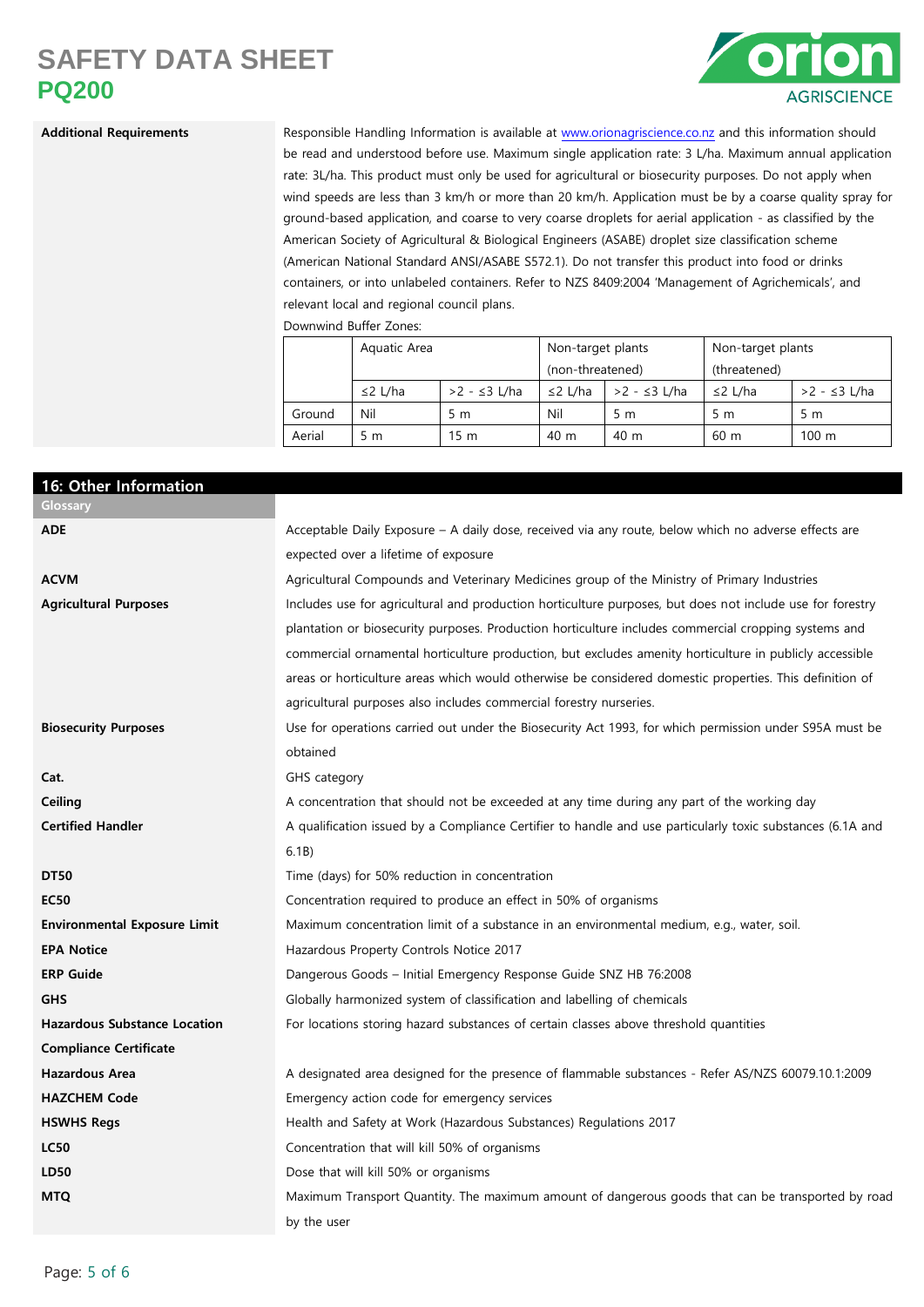**Additional Requirements**

Responsible Handling Information is available at www.orionagriscience.co.nz and this information should be read and understood before use. Maximum single application rate: 3 L/ha. Maximum annual application rate: 3L/ha. This product must only be used for agricultural or biosecurity purposes. Do not apply when wind speeds are less than 3 km/h or more than 20 km/h. Application must be by a coarse quality spray for ground-based application, and coarse to very coarse droplets for aerial application - as classified by the American Society of Agricultural & Biological Engineers (ASABE) droplet size classification scheme (American National Standard ANSI/ASABE S572.1). Do not transfer this product into food or drinks containers, or into unlabeled containers. Refer to NZS 8409:2004 'Management of Agrichemicals', and relevant local and regional council plans.

Downwind Buffer Zones:

| | Aquatic Area | | Non-target plants (non-threatened) | | Non-target plants (threatened) | |
|---|---|---|---|---|---|---|
| | ≤2 L/ha | >2 - ≤3 L/ha | ≤2 L/ha | >2 - ≤3 L/ha | ≤2 L/ha | >2 - ≤3 L/ha |
| Ground | Nil | 5 m | Nil | 5 m | 5 m | 5 m |
| Aerial | 5 m | 15 m | 40 m | 40 m | 60 m | 100 m |

## 16: Other Information

### Glossary

**ADE** — Acceptable Daily Exposure – A daily dose, received via any route, below which no adverse effects are expected over a lifetime of exposure

**ACVM** — Agricultural Compounds and Veterinary Medicines group of the Ministry of Primary Industries

**Agricultural Purposes** — Includes use for agricultural and production horticulture purposes, but does not include use for forestry plantation or biosecurity purposes. Production horticulture includes commercial cropping systems and commercial ornamental horticulture production, but excludes amenity horticulture in publicly accessible areas or horticulture areas which would otherwise be considered domestic properties. This definition of agricultural purposes also includes commercial forestry nurseries.

**Biosecurity Purposes** — Use for operations carried out under the Biosecurity Act 1993, for which permission under S95A must be obtained

**Cat.** — GHS category

**Ceiling** — A concentration that should not be exceeded at any time during any part of the working day

**Certified Handler** — A qualification issued by a Compliance Certifier to handle and use particularly toxic substances (6.1A and 6.1B)

**DT50** — Time (days) for 50% reduction in concentration

**EC50** — Concentration required to produce an effect in 50% of organisms

**Environmental Exposure Limit** — Maximum concentration limit of a substance in an environmental medium, e.g., water, soil.

**EPA Notice** — Hazardous Property Controls Notice 2017

**ERP Guide** — Dangerous Goods – Initial Emergency Response Guide SNZ HB 76:2008

**GHS** — Globally harmonized system of classification and labelling of chemicals

**Hazardous Substance Location Compliance Certificate** — For locations storing hazard substances of certain classes above threshold quantities

**Hazardous Area** — A designated area designed for the presence of flammable substances - Refer AS/NZS 60079.10.1:2009

**HAZCHEM Code** — Emergency action code for emergency services

**HSWHS Regs** — Health and Safety at Work (Hazardous Substances) Regulations 2017

**LC50** — Concentration that will kill 50% of organisms

**LD50** — Dose that will kill 50% or organisms

**MTQ** — Maximum Transport Quantity. The maximum amount of dangerous goods that can be transported by road by the user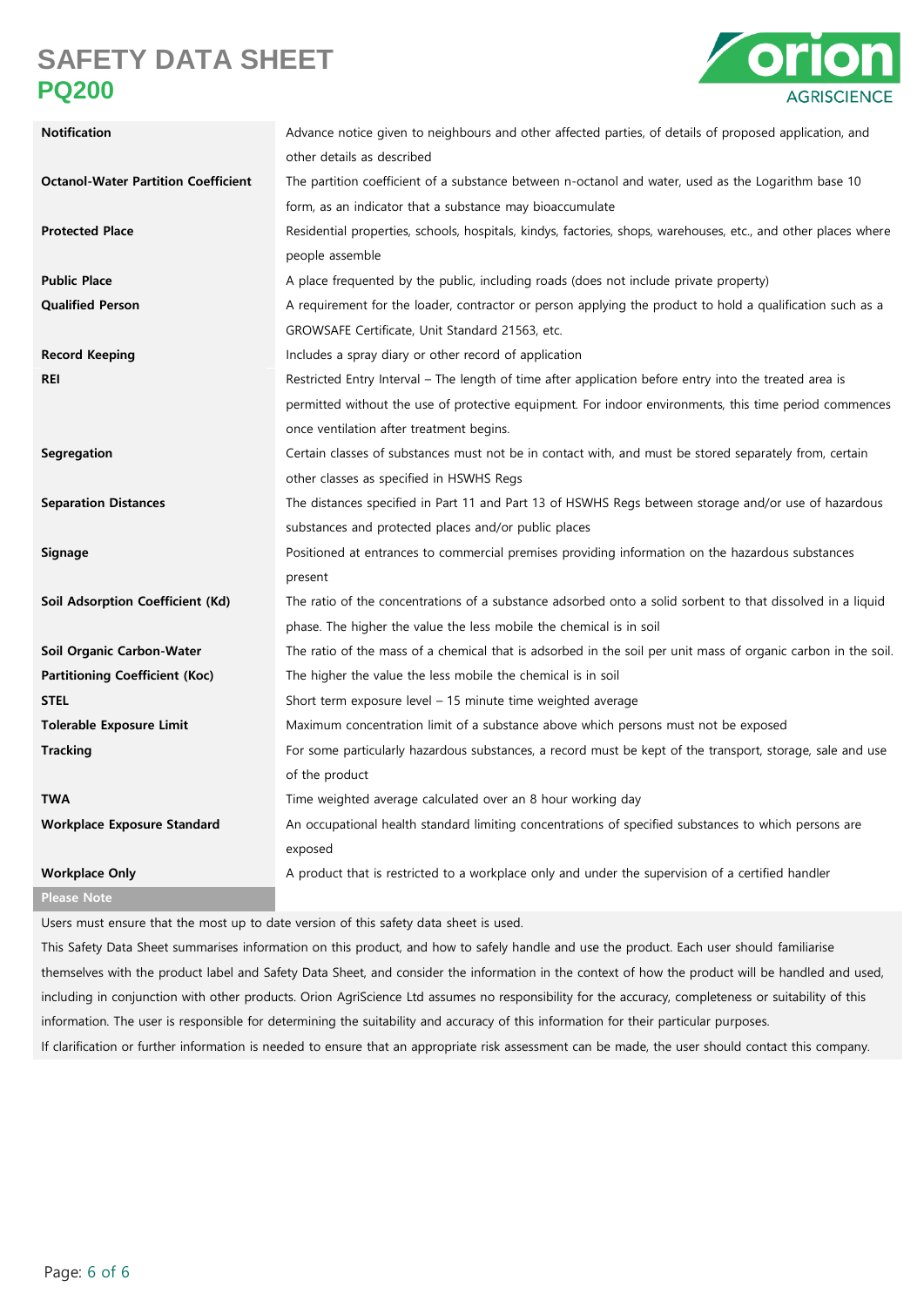| | |
|---|---|
| **Notification** | Advance notice given to neighbours and other affected parties, of details of proposed application, and other details as described |
| **Octanol-Water Partition Coefficient** | The partition coefficient of a substance between n-octanol and water, used as the Logarithm base 10 form, as an indicator that a substance may bioaccumulate |
| **Protected Place** | Residential properties, schools, hospitals, kindys, factories, shops, warehouses, etc., and other places where people assemble |
| **Public Place** | A place frequented by the public, including roads (does not include private property) |
| **Qualified Person** | A requirement for the loader, contractor or person applying the product to hold a qualification such as a GROWSAFE Certificate, Unit Standard 21563, etc. |
| **Record Keeping** | Includes a spray diary or other record of application |
| **REI** | Restricted Entry Interval – The length of time after application before entry into the treated area is permitted without the use of protective equipment. For indoor environments, this time period commences once ventilation after treatment begins. |
| **Segregation** | Certain classes of substances must not be in contact with, and must be stored separately from, certain other classes as specified in HSWHS Regs |
| **Separation Distances** | The distances specified in Part 11 and Part 13 of HSWHS Regs between storage and/or use of hazardous substances and protected places and/or public places |
| **Signage** | Positioned at entrances to commercial premises providing information on the hazardous substances present |
| **Soil Adsorption Coefficient (Kd)** | The ratio of the concentrations of a substance adsorbed onto a solid sorbent to that dissolved in a liquid phase. The higher the value the less mobile the chemical is in soil |
| **Soil Organic Carbon-Water Partitioning Coefficient (Koc)** | The ratio of the mass of a chemical that is adsorbed in the soil per unit mass of organic carbon in the soil. The higher the value the less mobile the chemical is in soil |
| **STEL** | Short term exposure level – 15 minute time weighted average |
| **Tolerable Exposure Limit** | Maximum concentration limit of a substance above which persons must not be exposed |
| **Tracking** | For some particularly hazardous substances, a record must be kept of the transport, storage, sale and use of the product |
| **TWA** | Time weighted average calculated over an 8 hour working day |
| **Workplace Exposure Standard** | An occupational health standard limiting concentrations of specified substances to which persons are exposed |
| **Workplace Only** | A product that is restricted to a workplace only and under the supervision of a certified handler |

**Please Note**

Users must ensure that the most up to date version of this safety data sheet is used.

This Safety Data Sheet summarises information on this product, and how to safely handle and use the product. Each user should familiarise themselves with the product label and Safety Data Sheet, and consider the information in the context of how the product will be handled and used, including in conjunction with other products. Orion AgriScience Ltd assumes no responsibility for the accuracy, completeness or suitability of this information. The user is responsible for determining the suitability and accuracy of this information for their particular purposes.

If clarification or further information is needed to ensure that an appropriate risk assessment can be made, the user should contact this company.